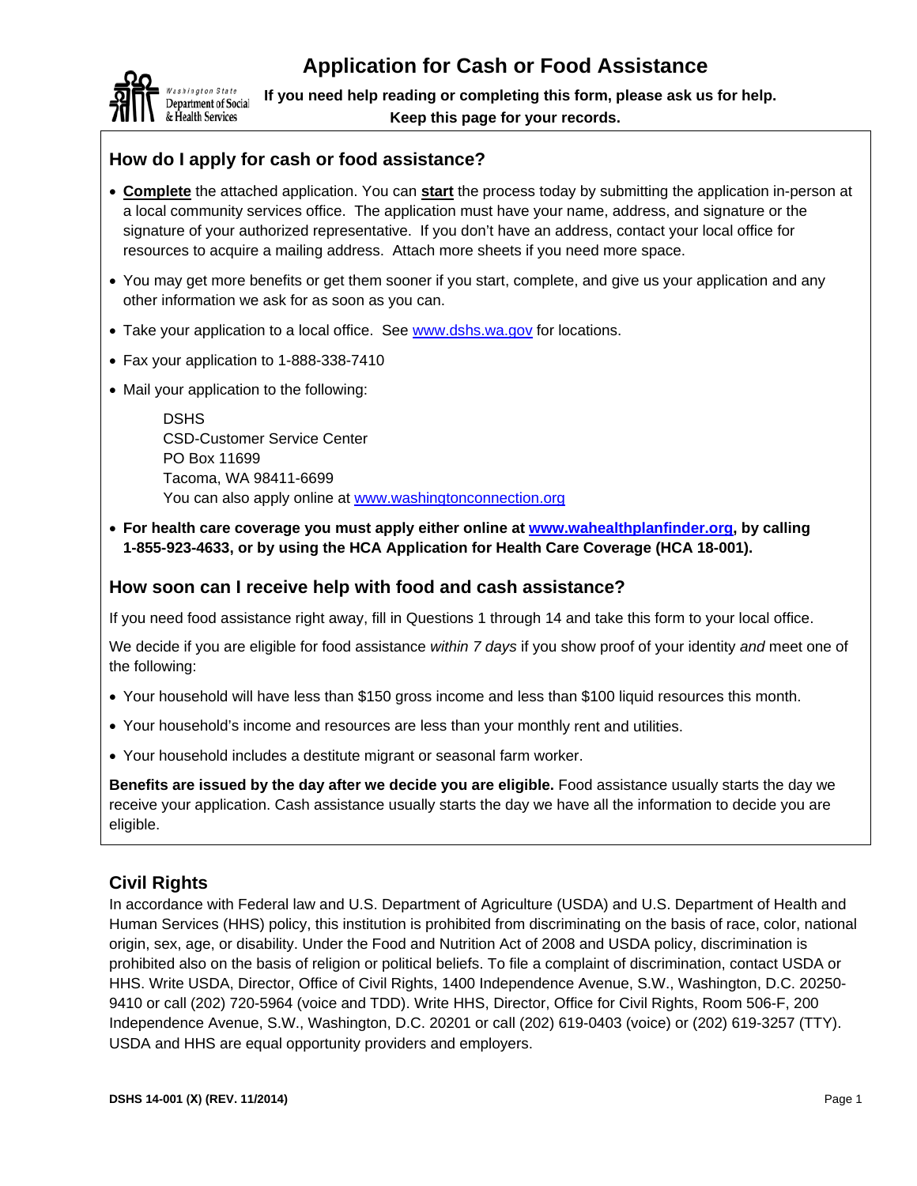# Application for Cash or Food Assistance

Washington State Department of Social & Health Services

**If you need help reading or completing this form, please ask us for help.**
**Keep this page for your records.**

## How do I apply for cash or food assistance?

- **Complete** the attached application. You can **start** the process today by submitting the application in-person at a local community services office. The application must have your name, address, and signature or the signature of your authorized representative. If you don't have an address, contact your local office for resources to acquire a mailing address. Attach more sheets if you need more space.
- You may get more benefits or get them sooner if you start, complete, and give us your application and any other information we ask for as soon as you can.
- Take your application to a local office. See www.dshs.wa.gov for locations.
- Fax your application to 1-888-338-7410
- Mail your application to the following:

  DSHS
  CSD-Customer Service Center
  PO Box 11699
  Tacoma, WA 98411-6699
  You can also apply online at www.washingtonconnection.org

- **For health care coverage you must apply either online at www.wahealthplanfinder.org, by calling 1-855-923-4633, or by using the HCA Application for Health Care Coverage (HCA 18-001).**

## How soon can I receive help with food and cash assistance?

If you need food assistance right away, fill in Questions 1 through 14 and take this form to your local office.

We decide if you are eligible for food assistance *within 7 days* if you show proof of your identity *and* meet one of the following:

- Your household will have less than $150 gross income and less than $100 liquid resources this month.
- Your household's income and resources are less than your monthly rent and utilities.
- Your household includes a destitute migrant or seasonal farm worker.

**Benefits are issued by the day after we decide you are eligible.** Food assistance usually starts the day we receive your application. Cash assistance usually starts the day we have all the information to decide you are eligible.

## Civil Rights

In accordance with Federal law and U.S. Department of Agriculture (USDA) and U.S. Department of Health and Human Services (HHS) policy, this institution is prohibited from discriminating on the basis of race, color, national origin, sex, age, or disability. Under the Food and Nutrition Act of 2008 and USDA policy, discrimination is prohibited also on the basis of religion or political beliefs. To file a complaint of discrimination, contact USDA or HHS. Write USDA, Director, Office of Civil Rights, 1400 Independence Avenue, S.W., Washington, D.C. 20250-9410 or call (202) 720-5964 (voice and TDD). Write HHS, Director, Office for Civil Rights, Room 506-F, 200 Independence Avenue, S.W., Washington, D.C. 20201 or call (202) 619-0403 (voice) or (202) 619-3257 (TTY). USDA and HHS are equal opportunity providers and employers.

DSHS 14-001 (X) (REV. 11/2014)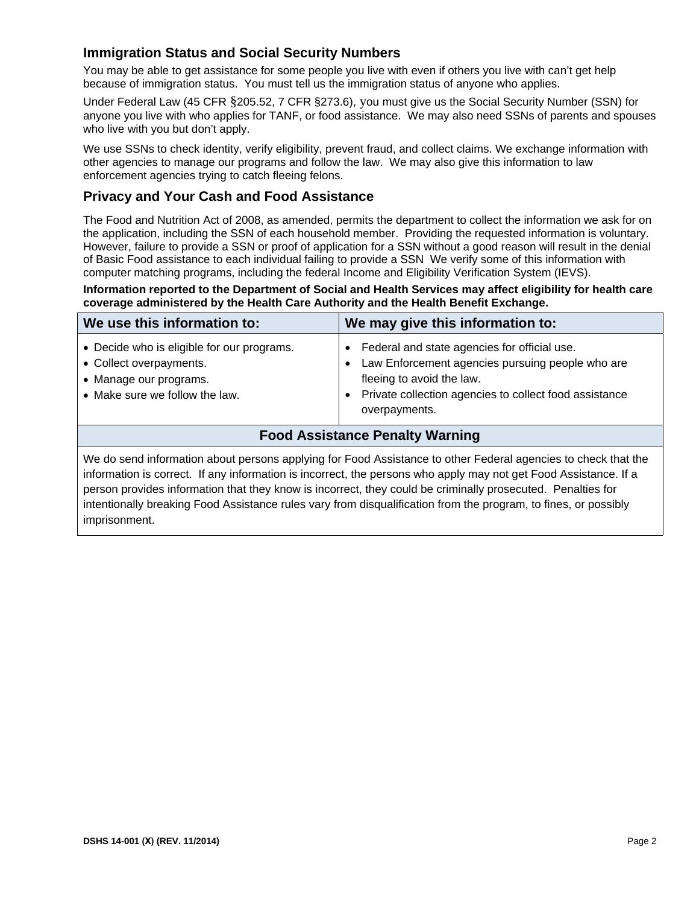## Immigration Status and Social Security Numbers

You may be able to get assistance for some people you live with even if others you live with can't get help because of immigration status. You must tell us the immigration status of anyone who applies.

Under Federal Law (45 CFR §205.52, 7 CFR §273.6), you must give us the Social Security Number (SSN) for anyone you live with who applies for TANF, or food assistance. We may also need SSNs of parents and spouses who live with you but don't apply.

We use SSNs to check identity, verify eligibility, prevent fraud, and collect claims. We exchange information with other agencies to manage our programs and follow the law. We may also give this information to law enforcement agencies trying to catch fleeing felons.

## Privacy and Your Cash and Food Assistance

The Food and Nutrition Act of 2008, as amended, permits the department to collect the information we ask for on the application, including the SSN of each household member. Providing the requested information is voluntary. However, failure to provide a SSN or proof of application for a SSN without a good reason will result in the denial of Basic Food assistance to each individual failing to provide a SSN We verify some of this information with computer matching programs, including the federal Income and Eligibility Verification System (IEVS).

**Information reported to the Department of Social and Health Services may affect eligibility for health care coverage administered by the Health Care Authority and the Health Benefit Exchange.**

| We use this information to: | We may give this information to: |
| --- | --- |
| • Decide who is eligible for our programs.<br>• Collect overpayments.<br>• Manage our programs.<br>• Make sure we follow the law. | • Federal and state agencies for official use.<br>• Law Enforcement agencies pursuing people who are fleeing to avoid the law.<br>• Private collection agencies to collect food assistance overpayments. |

### Food Assistance Penalty Warning

We do send information about persons applying for Food Assistance to other Federal agencies to check that the information is correct. If any information is incorrect, the persons who apply may not get Food Assistance. If a person provides information that they know is incorrect, they could be criminally prosecuted. Penalties for intentionally breaking Food Assistance rules vary from disqualification from the program, to fines, or possibly imprisonment.

DSHS 14-001 (X) (REV. 11/2014)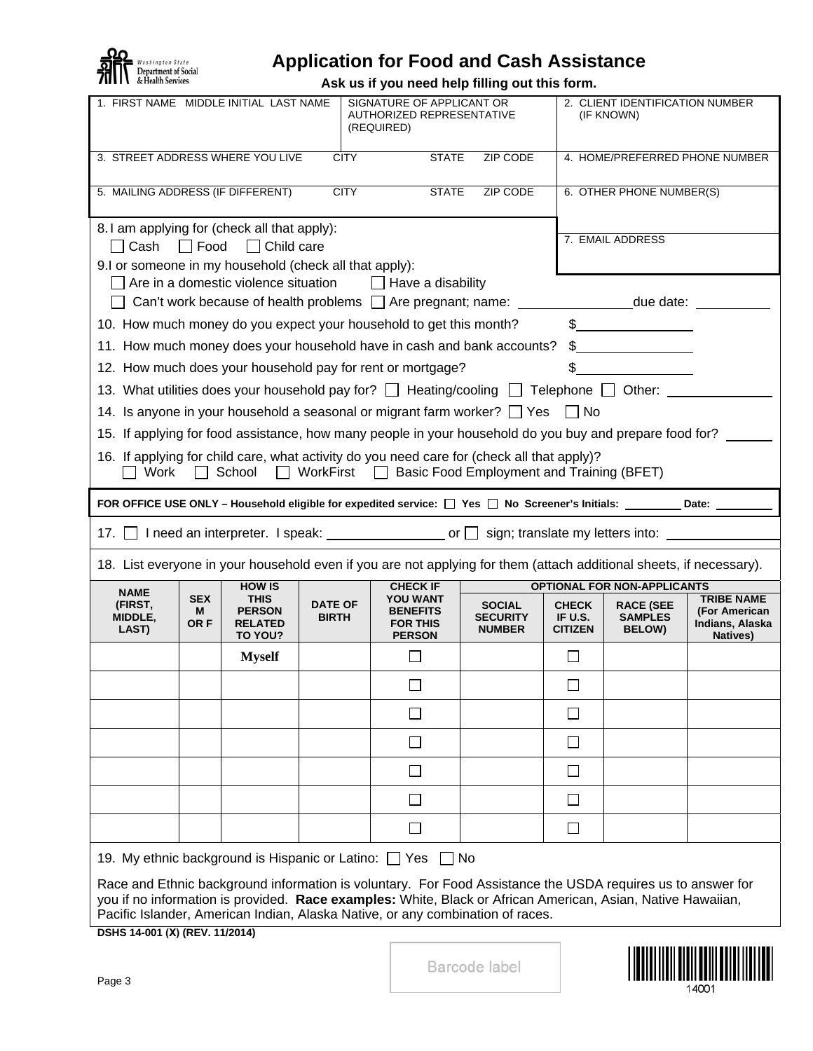Washington State Department of Social & Health Services

# Application for Food and Cash Assistance

**Ask us if you need help filling out this form.**

| 1. FIRST NAME MIDDLE INITIAL LAST NAME | SIGNATURE OF APPLICANT OR AUTHORIZED REPRESENTATIVE (REQUIRED) | 2. CLIENT IDENTIFICATION NUMBER (IF KNOWN) |
|---|---|---|
| | | |

| 3. STREET ADDRESS WHERE YOU LIVE | CITY | STATE | ZIP CODE | 4. HOME/PREFERRED PHONE NUMBER |
|---|---|---|---|---|
| | | | | |
| **5. MAILING ADDRESS (IF DIFFERENT)** | **CITY** | **STATE** | **ZIP CODE** | **6. OTHER PHONE NUMBER(S)** |
| | | | | |

7. EMAIL ADDRESS

8. I am applying for (check all that apply):
☐ Cash ☐ Food ☐ Child care

9. I or someone in my household (check all that apply):
☐ Are in a domestic violence situation ☐ Have a disability
☐ Can't work because of health problems ☐ Are pregnant; name: ________ due date: ________

10. How much money do you expect your household to get this month? $________

11. How much money does your household have in cash and bank accounts? $________

12. How much does your household pay for rent or mortgage? $________

13. What utilities does your household pay for? ☐ Heating/cooling ☐ Telephone ☐ Other: ________

14. Is anyone in your household a seasonal or migrant farm worker? ☐ Yes ☐ No

15. If applying for food assistance, how many people in your household do you buy and prepare food for? ______

16. If applying for child care, what activity do you need care for (check all that apply)?
☐ Work ☐ School ☐ WorkFirst ☐ Basic Food Employment and Training (BFET)

**FOR OFFICE USE ONLY – Household eligible for expedited service: ☐ Yes ☐ No Screener's Initials: ________ Date: ________**

17. ☐ I need an interpreter. I speak: ________ or ☐ sign; translate my letters into: ________

18. List everyone in your household even if you are not applying for them (attach additional sheets, if necessary).

| NAME (FIRST, MIDDLE, LAST) | SEX M OR F | HOW IS THIS PERSON RELATED TO YOU? | DATE OF BIRTH | CHECK IF YOU WANT BENEFITS FOR THIS PERSON | OPTIONAL FOR NON-APPLICANTS: SOCIAL SECURITY NUMBER | CHECK IF U.S. CITIZEN | RACE (SEE SAMPLES BELOW) | TRIBE NAME (For American Indians, Alaska Natives) |
|---|---|---|---|---|---|---|---|---|
| | | **Myself** | | ☐ | | ☐ | | |
| | | | | ☐ | | ☐ | | |
| | | | | ☐ | | ☐ | | |
| | | | | ☐ | | ☐ | | |
| | | | | ☐ | | ☐ | | |
| | | | | ☐ | | ☐ | | |
| | | | | ☐ | | ☐ | | |

19. My ethnic background is Hispanic or Latino: ☐ Yes ☐ No

Race and Ethnic background information is voluntary. For Food Assistance the USDA requires us to answer for you if no information is provided. **Race examples:** White, Black or African American, Asian, Native Hawaiian, Pacific Islander, American Indian, Alaska Native, or any combination of races.

**DSHS 14-001 (X) (REV. 11/2014)**

Barcode label

14001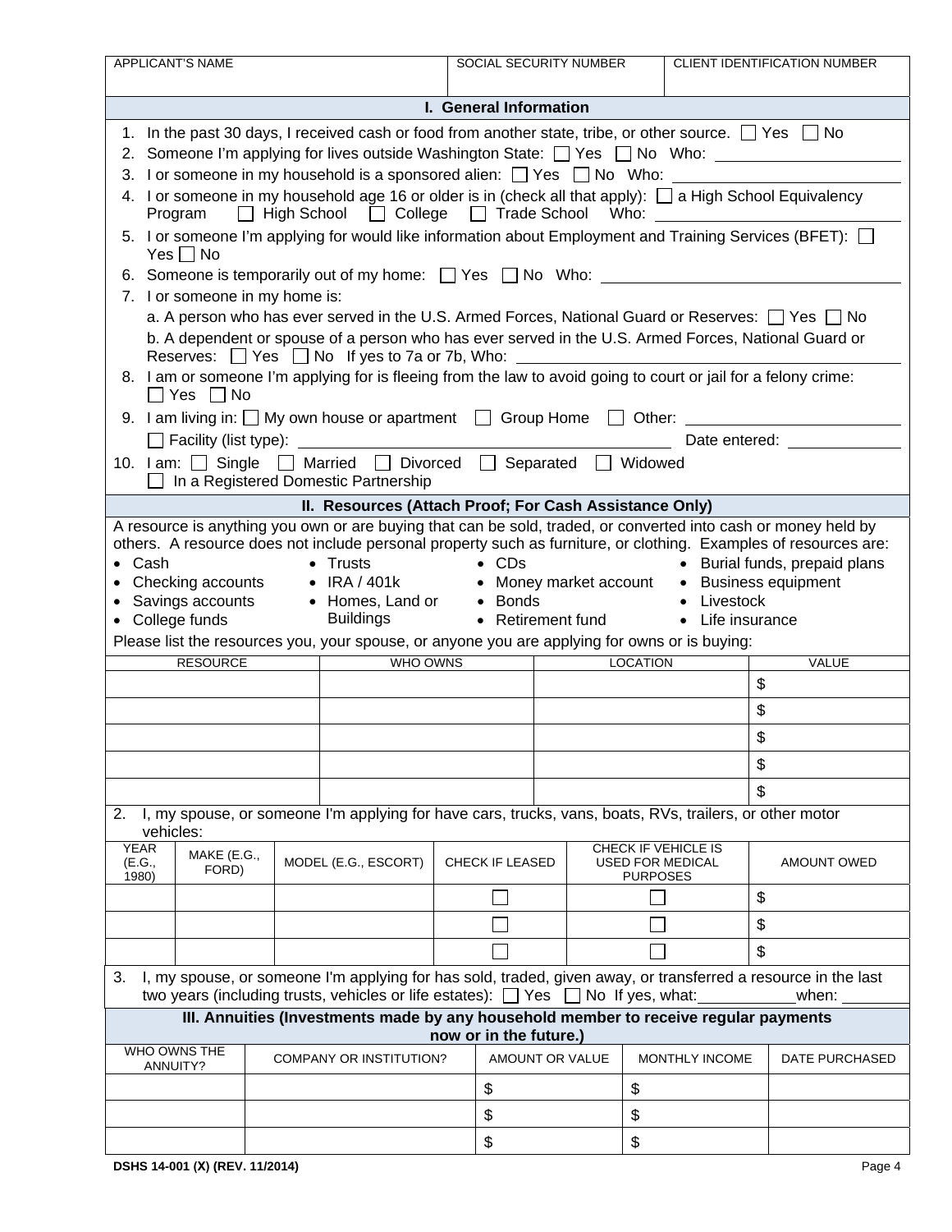| APPLICANT'S NAME | SOCIAL SECURITY NUMBER | CLIENT IDENTIFICATION NUMBER |
|---|---|---|
| | | |

## I. General Information

1. In the past 30 days, I received cash or food from another state, tribe, or other source. ☐ Yes ☐ No
2. Someone I'm applying for lives outside Washington State: ☐ Yes ☐ No Who: ____________
3. I or someone in my household is a sponsored alien: ☐ Yes ☐ No Who: ____________
4. I or someone in my household age 16 or older is in (check all that apply): ☐ a High School Equivalency Program ☐ High School ☐ College ☐ Trade School Who: ____________
5. I or someone I'm applying for would like information about Employment and Training Services (BFET): ☐ Yes ☐ No
6. Someone is temporarily out of my home: ☐ Yes ☐ No Who: ____________
7. I or someone in my home is:
   a. A person who has ever served in the U.S. Armed Forces, National Guard or Reserves: ☐ Yes ☐ No
   b. A dependent or spouse of a person who has ever served in the U.S. Armed Forces, National Guard or Reserves: ☐ Yes ☐ No If yes to 7a or 7b, Who: ____________
8. I am or someone I'm applying for is fleeing from the law to avoid going to court or jail for a felony crime: ☐ Yes ☐ No
9. I am living in: ☐ My own house or apartment ☐ Group Home ☐ Other: ____________
   ☐ Facility (list type): ____________ Date entered: ____________
10. I am: ☐ Single ☐ Married ☐ Divorced ☐ Separated ☐ Widowed
    ☐ In a Registered Domestic Partnership

## II. Resources (Attach Proof; For Cash Assistance Only)

A resource is anything you own or are buying that can be sold, traded, or converted into cash or money held by others. A resource does not include personal property such as furniture, or clothing. Examples of resources are:

- Cash
- Checking accounts
- Savings accounts
- College funds
- Trusts
- IRA / 401k
- Homes, Land or Buildings
- CDs
- Money market account
- Bonds
- Retirement fund
- Burial funds, prepaid plans
- Business equipment
- Livestock
- Life insurance

Please list the resources you, your spouse, or anyone you are applying for owns or is buying:

| RESOURCE | WHO OWNS | LOCATION | VALUE |
|---|---|---|---|
| | | | $ |
| | | | $ |
| | | | $ |
| | | | $ |
| | | | $ |

2. I, my spouse, or someone I'm applying for have cars, trucks, vans, boats, RVs, trailers, or other motor vehicles:

| YEAR (E.G., 1980) | MAKE (E.G., FORD) | MODEL (E.G., ESCORT) | CHECK IF LEASED | CHECK IF VEHICLE IS USED FOR MEDICAL PURPOSES | AMOUNT OWED |
|---|---|---|---|---|---|
| | | | ☐ | ☐ | $ |
| | | | ☐ | ☐ | $ |
| | | | ☐ | ☐ | $ |

3. I, my spouse, or someone I'm applying for has sold, traded, given away, or transferred a resource in the last two years (including trusts, vehicles or life estates): ☐ Yes ☐ No If yes, what: ____________ when: ____________

## III. Annuities (Investments made by any household member to receive regular payments now or in the future.)

| WHO OWNS THE ANNUITY? | COMPANY OR INSTITUTION? | AMOUNT OR VALUE | MONTHLY INCOME | DATE PURCHASED |
|---|---|---|---|---|
| | | $ | $ | |
| | | $ | $ | |
| | | $ | $ | |

DSHS 14-001 (X) (REV. 11/2014)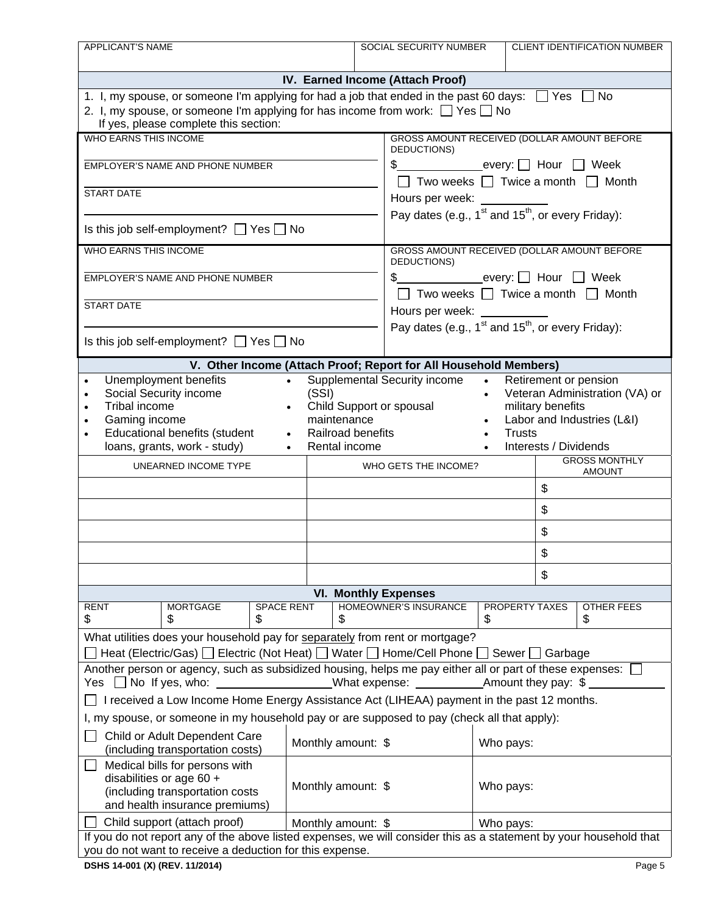| APPLICANT'S NAME | SOCIAL SECURITY NUMBER | CLIENT IDENTIFICATION NUMBER |
|---|---|---|
| | | |

## IV. Earned Income (Attach Proof)

1. I, my spouse, or someone I'm applying for had a job that ended in the past 60 days: ☐ Yes ☐ No
2. I, my spouse, or someone I'm applying for has income from work: ☐ Yes ☐ No
   If yes, please complete this section:

| WHO EARNS THIS INCOME | GROSS AMOUNT RECEIVED (DOLLAR AMOUNT BEFORE DEDUCTIONS) |
|---|---|
| EMPLOYER'S NAME AND PHONE NUMBER | $________ every: ☐ Hour ☐ Week ☐ Two weeks ☐ Twice a month ☐ Month |
| START DATE | Hours per week: ________ |
| Is this job self-employment? ☐ Yes ☐ No | Pay dates (e.g., 1st and 15th, or every Friday): |

| WHO EARNS THIS INCOME | GROSS AMOUNT RECEIVED (DOLLAR AMOUNT BEFORE DEDUCTIONS) |
|---|---|
| EMPLOYER'S NAME AND PHONE NUMBER | $________ every: ☐ Hour ☐ Week ☐ Two weeks ☐ Twice a month ☐ Month |
| START DATE | Hours per week: ________ |
| Is this job self-employment? ☐ Yes ☐ No | Pay dates (e.g., 1st and 15th, or every Friday): |

## V. Other Income (Attach Proof; Report for All Household Members)

- Unemployment benefits
- Social Security income
- Tribal income
- Gaming income
- Educational benefits (student loans, grants, work - study)
- Supplemental Security income (SSI)
- Child Support or spousal maintenance
- Railroad benefits
- Rental income
- Retirement or pension
- Veteran Administration (VA) or military benefits
- Labor and Industries (L&I)
- Trusts
- Interests / Dividends

| UNEARNED INCOME TYPE | WHO GETS THE INCOME? | GROSS MONTHLY AMOUNT |
|---|---|---|
| | | $ |
| | | $ |
| | | $ |
| | | $ |
| | | $ |

## VI. Monthly Expenses

| RENT | MORTGAGE | SPACE RENT | HOMEOWNER'S INSURANCE | PROPERTY TAXES | OTHER FEES |
|---|---|---|---|---|---|
| $ | $ | $ | $ | $ | $ |

What utilities does your household pay for separately from rent or mortgage?

☐ Heat (Electric/Gas) ☐ Electric (Not Heat) ☐ Water ☐ Home/Cell Phone ☐ Sewer ☐ Garbage

Another person or agency, such as subsidized housing, helps me pay either all or part of these expenses: ☐ Yes ☐ No If yes, who: ________________ What expense: __________ Amount they pay: $ __________

☐ I received a Low Income Home Energy Assistance Act (LIHEAA) payment in the past 12 months.

I, my spouse, or someone in my household pay or are supposed to pay (check all that apply):

| | | |
|---|---|---|
| ☐ Child or Adult Dependent Care (including transportation costs) | Monthly amount: $ | Who pays: |
| ☐ Medical bills for persons with disabilities or age 60 + (including transportation costs and health insurance premiums) | Monthly amount: $ | Who pays: |
| ☐ Child support (attach proof) | Monthly amount: $ | Who pays: |

If you do not report any of the above listed expenses, we will consider this as a statement by your household that you do not want to receive a deduction for this expense.

DSHS 14-001 (X) (REV. 11/2014)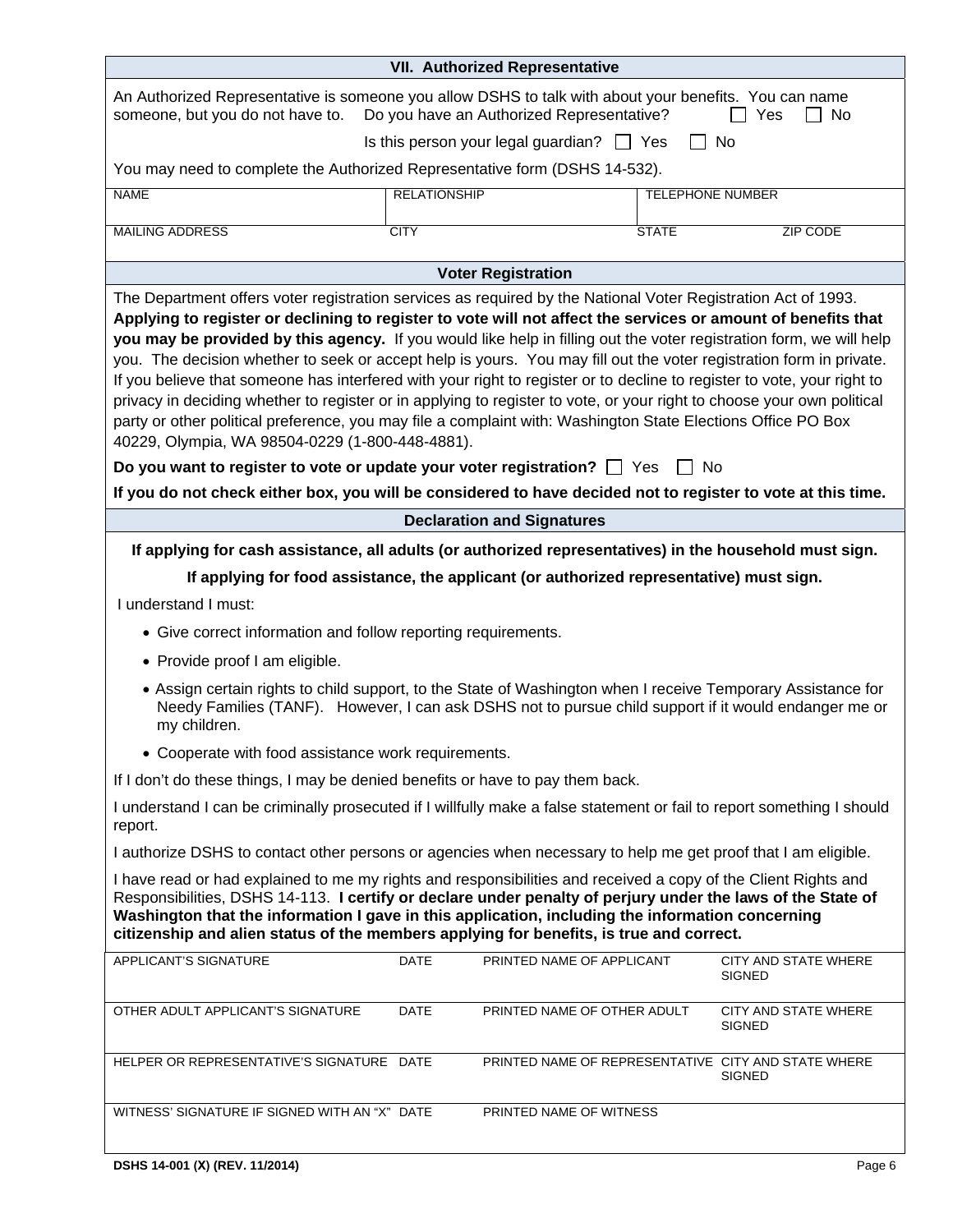## VII. Authorized Representative

An Authorized Representative is someone you allow DSHS to talk with about your benefits. You can name someone, but you do not have to. Do you have an Authorized Representative? ☐ Yes ☐ No

Is this person your legal guardian? ☐ Yes ☐ No

You may need to complete the Authorized Representative form (DSHS 14-532).

| NAME | RELATIONSHIP | TELEPHONE NUMBER | |
|---|---|---|---|
| MAILING ADDRESS | CITY | STATE | ZIP CODE |

## Voter Registration

The Department offers voter registration services as required by the National Voter Registration Act of 1993. **Applying to register or declining to register to vote will not affect the services or amount of benefits that you may be provided by this agency.** If you would like help in filling out the voter registration form, we will help you. The decision whether to seek or accept help is yours. You may fill out the voter registration form in private. If you believe that someone has interfered with your right to register or to decline to register to vote, your right to privacy in deciding whether to register or in applying to register to vote, or your right to choose your own political party or other political preference, you may file a complaint with: Washington State Elections Office PO Box 40229, Olympia, WA 98504-0229 (1-800-448-4881).

**Do you want to register to vote or update your voter registration?** ☐ Yes ☐ No

**If you do not check either box, you will be considered to have decided not to register to vote at this time.**

## Declaration and Signatures

**If applying for cash assistance, all adults (or authorized representatives) in the household must sign.**

**If applying for food assistance, the applicant (or authorized representative) must sign.**

I understand I must:

- Give correct information and follow reporting requirements.
- Provide proof I am eligible.
- Assign certain rights to child support, to the State of Washington when I receive Temporary Assistance for Needy Families (TANF). However, I can ask DSHS not to pursue child support if it would endanger me or my children.
- Cooperate with food assistance work requirements.

If I don't do these things, I may be denied benefits or have to pay them back.

I understand I can be criminally prosecuted if I willfully make a false statement or fail to report something I should report.

I authorize DSHS to contact other persons or agencies when necessary to help me get proof that I am eligible.

I have read or had explained to me my rights and responsibilities and received a copy of the Client Rights and Responsibilities, DSHS 14-113. **I certify or declare under penalty of perjury under the laws of the State of Washington that the information I gave in this application, including the information concerning citizenship and alien status of the members applying for benefits, is true and correct.**

| | | | |
|---|---|---|---|
| APPLICANT'S SIGNATURE | DATE | PRINTED NAME OF APPLICANT | CITY AND STATE WHERE SIGNED |
| OTHER ADULT APPLICANT'S SIGNATURE | DATE | PRINTED NAME OF OTHER ADULT | CITY AND STATE WHERE SIGNED |
| HELPER OR REPRESENTATIVE'S SIGNATURE | DATE | PRINTED NAME OF REPRESENTATIVE | CITY AND STATE WHERE SIGNED |
| WITNESS' SIGNATURE IF SIGNED WITH AN "X" | DATE | PRINTED NAME OF WITNESS | |

DSHS 14-001 (X) (REV. 11/2014)